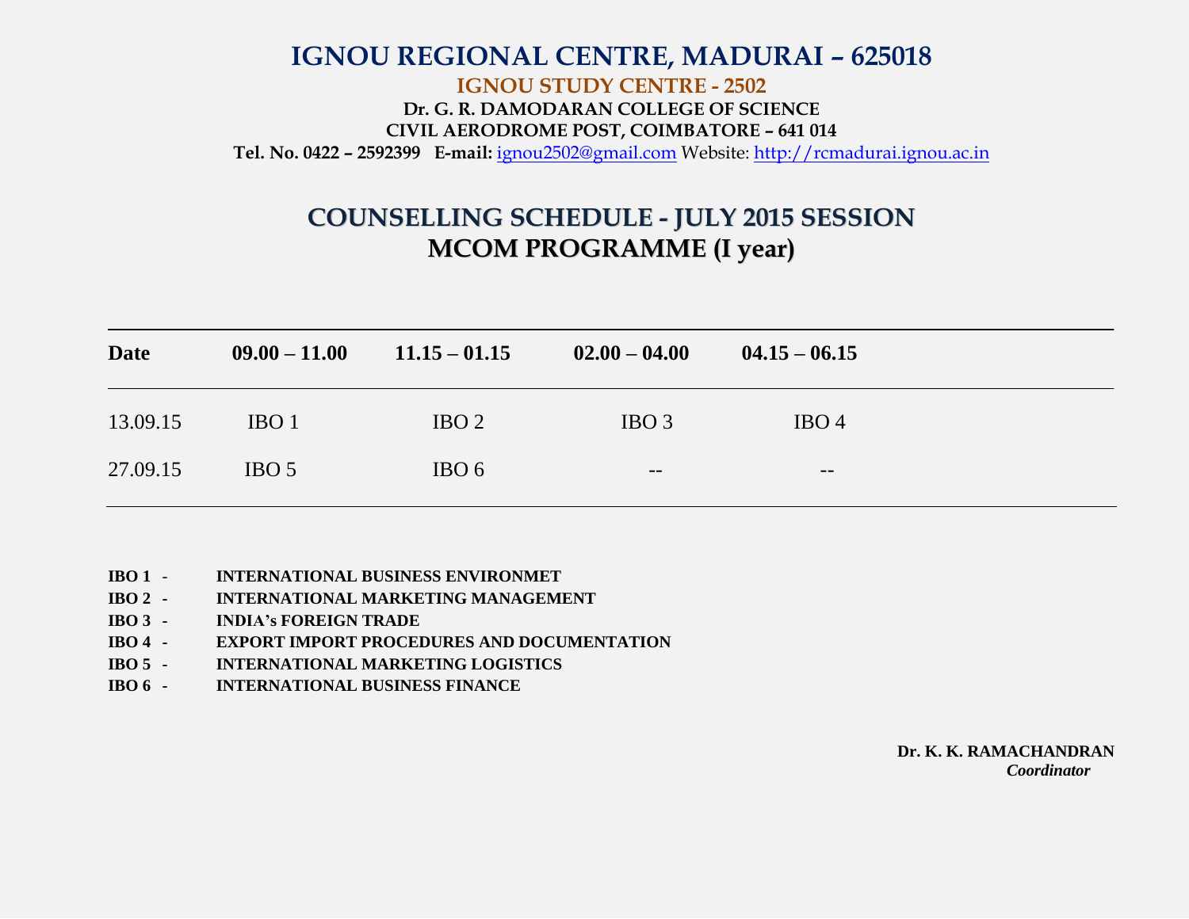# IGNOU REGIONAL CENTRE, MADURAI – 625018

**IGNOU STUDY CENTRE - 2502**

**Dr. G. R. DAMODARAN COLLEGE OF SCIENCE**

**CIVIL AERODROME POST, COIMBATORE – 641 014**

**Tel. No. 0422 – 2592399 E-mail:** ignou2502@gmail.com Website: http://rcmadurai.ignou.ac.in

## COUNSELLING SCHEDULE - JULY 2015 SESSION

## MCOM PROGRAMME (I year)

| Date | 09.00 – 11.00 | 11.15 – 01.15 | 02.00 – 04.00 | 04.15 – 06.15 |
|---|---|---|---|---|
| 13.09.15 | IBO 1 | IBO 2 | IBO 3 | IBO 4 |
| 27.09.15 | IBO 5 | IBO 6 | -- | -- |

**IBO 1 - INTERNATIONAL BUSINESS ENVIRONMET**
**IBO 2 - INTERNATIONAL MARKETING MANAGEMENT**
**IBO 3 - INDIA's FOREIGN TRADE**
**IBO 4 - EXPORT IMPORT PROCEDURES AND DOCUMENTATION**
**IBO 5 - INTERNATIONAL MARKETING LOGISTICS**
**IBO 6 - INTERNATIONAL BUSINESS FINANCE**

**Dr. K. K. RAMACHANDRAN**
***Coordinator***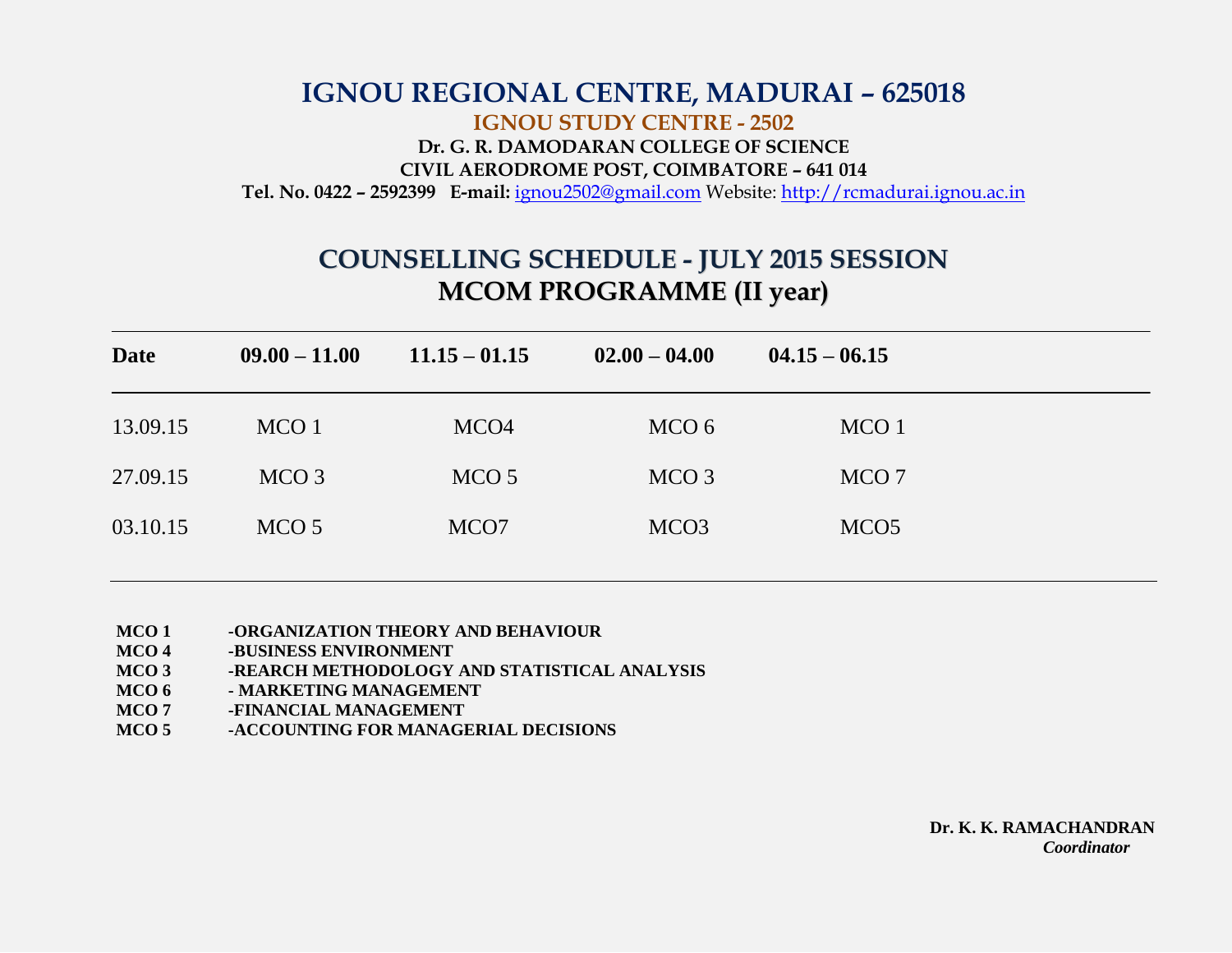# IGNOU REGIONAL CENTRE, MADURAI – 625018

**IGNOU STUDY CENTRE - 2502**

**Dr. G. R. DAMODARAN COLLEGE OF SCIENCE**

**CIVIL AERODROME POST, COIMBATORE – 641 014**

**Tel. No. 0422 – 2592399 E-mail:** ignou2502@gmail.com Website: http://rcmadurai.ignou.ac.in

## COUNSELLING SCHEDULE - JULY 2015 SESSION

## MCOM PROGRAMME (II year)

| Date | 09.00 – 11.00 | 11.15 – 01.15 | 02.00 – 04.00 | 04.15 – 06.15 |
|---|---|---|---|---|
| 13.09.15 | MCO 1 | MCO4 | MCO 6 | MCO 1 |
| 27.09.15 | MCO 3 | MCO 5 | MCO 3 | MCO 7 |
| 03.10.15 | MCO 5 | MCO7 | MCO3 | MCO5 |

**MCO 1** -ORGANIZATION THEORY AND BEHAVIOUR
**MCO 4** -BUSINESS ENVIRONMENT
**MCO 3** -REARCH METHODOLOGY AND STATISTICAL ANALYSIS
**MCO 6** - MARKETING MANAGEMENT
**MCO 7** -FINANCIAL MANAGEMENT
**MCO 5** -ACCOUNTING FOR MANAGERIAL DECISIONS

**Dr. K. K. RAMACHANDRAN**
***Coordinator***